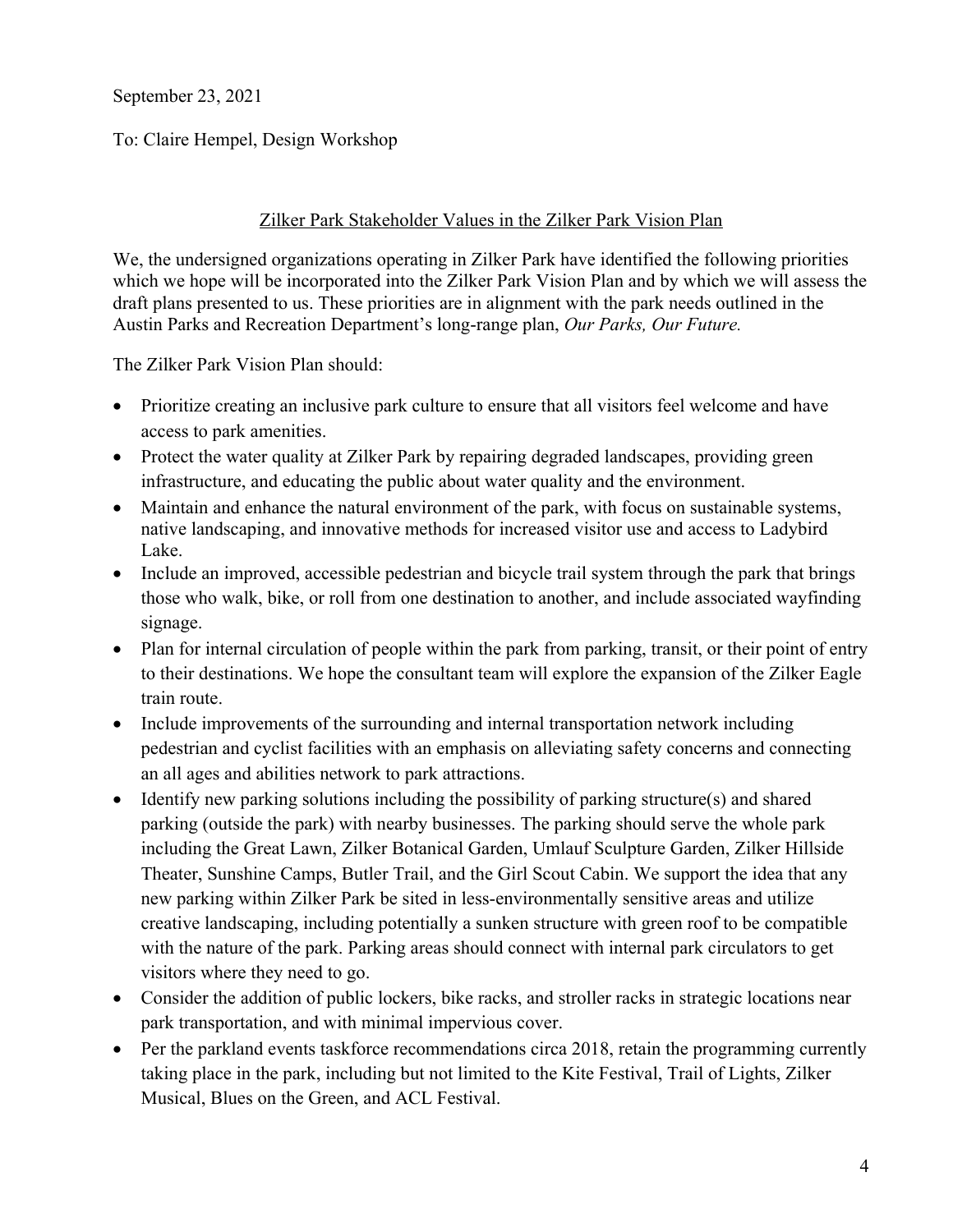September 23, 2021

To: Claire Hempel, Design Workshop

## Zilker Park Stakeholder Values in the Zilker Park Vision Plan

We, the undersigned organizations operating in Zilker Park have identified the following priorities which we hope will be incorporated into the Zilker Park Vision Plan and by which we will assess the draft plans presented to us. These priorities are in alignment with the park needs outlined in the Austin Parks and Recreation Department's long-range plan, *Our Parks, Our Future.*

The Zilker Park Vision Plan should:

- Prioritize creating an inclusive park culture to ensure that all visitors feel welcome and have access to park amenities.
- Protect the water quality at Zilker Park by repairing degraded landscapes, providing green infrastructure, and educating the public about water quality and the environment.
- Maintain and enhance the natural environment of the park, with focus on sustainable systems, native landscaping, and innovative methods for increased visitor use and access to Ladybird Lake.
- Include an improved, accessible pedestrian and bicycle trail system through the park that brings those who walk, bike, or roll from one destination to another, and include associated wayfinding signage.
- Plan for internal circulation of people within the park from parking, transit, or their point of entry to their destinations. We hope the consultant team will explore the expansion of the Zilker Eagle train route.
- Include improvements of the surrounding and internal transportation network including pedestrian and cyclist facilities with an emphasis on alleviating safety concerns and connecting an all ages and abilities network to park attractions.
- Identify new parking solutions including the possibility of parking structure(s) and shared parking (outside the park) with nearby businesses. The parking should serve the whole park including the Great Lawn, Zilker Botanical Garden, Umlauf Sculpture Garden, Zilker Hillside Theater, Sunshine Camps, Butler Trail, and the Girl Scout Cabin. We support the idea that any new parking within Zilker Park be sited in less-environmentally sensitive areas and utilize creative landscaping, including potentially a sunken structure with green roof to be compatible with the nature of the park. Parking areas should connect with internal park circulators to get visitors where they need to go.
- Consider the addition of public lockers, bike racks, and stroller racks in strategic locations near park transportation, and with minimal impervious cover.
- Per the parkland events taskforce recommendations circa 2018, retain the programming currently taking place in the park, including but not limited to the Kite Festival, Trail of Lights, Zilker Musical, Blues on the Green, and ACL Festival.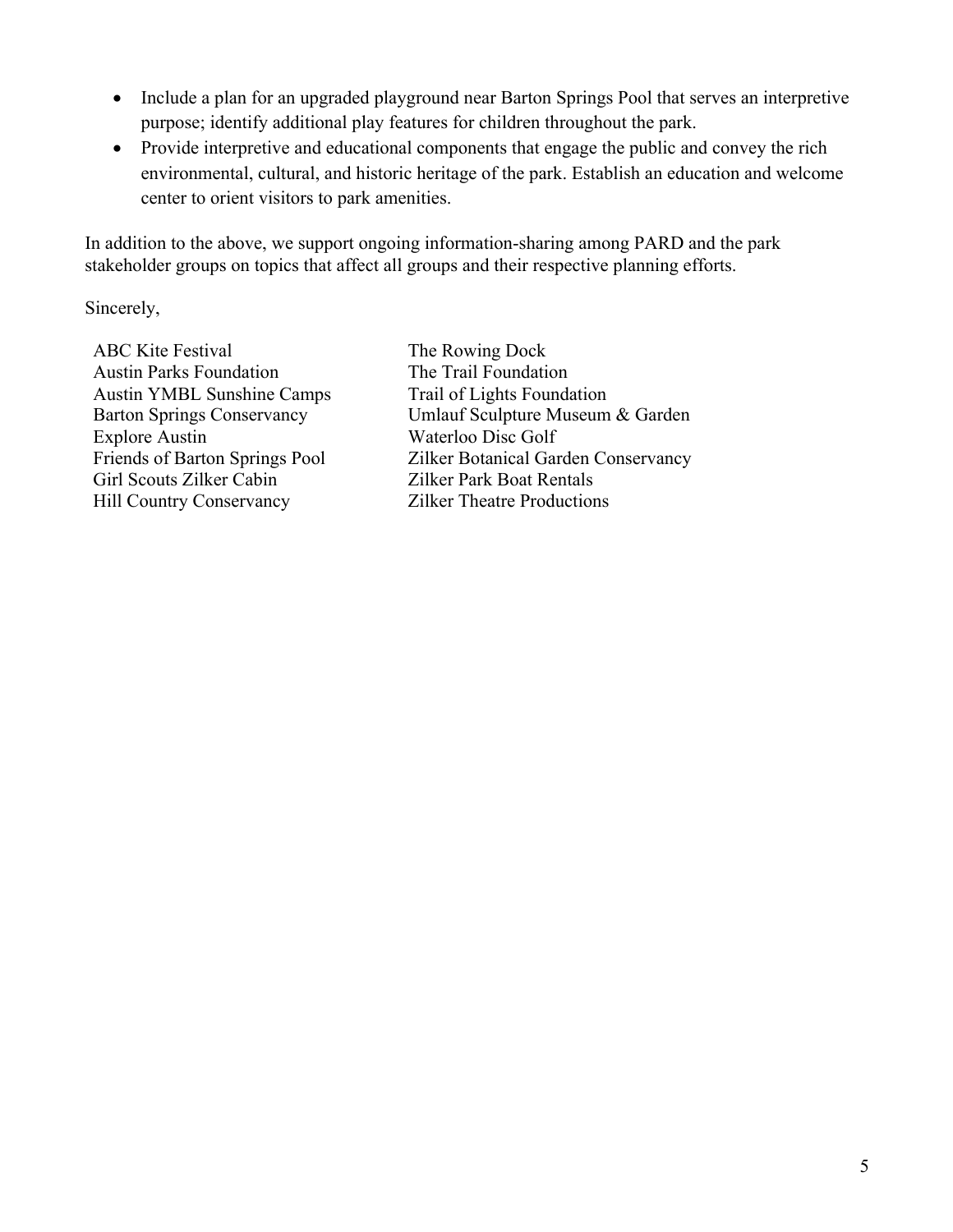- Include a plan for an upgraded playground near Barton Springs Pool that serves an interpretive purpose; identify additional play features for children throughout the park.
- Provide interpretive and educational components that engage the public and convey the rich environmental, cultural, and historic heritage of the park. Establish an education and welcome center to orient visitors to park amenities.

In addition to the above, we support ongoing information-sharing among PARD and the park stakeholder groups on topics that affect all groups and their respective planning efforts.

Sincerely,

ABC Kite Festival
Austin Parks Foundation
Austin YMBL Sunshine Camps
Barton Springs Conservancy
Explore Austin
Friends of Barton Springs Pool
Girl Scouts Zilker Cabin
Hill Country Conservancy
The Rowing Dock
The Trail Foundation
Trail of Lights Foundation
Umlauf Sculpture Museum & Garden
Waterloo Disc Golf
Zilker Botanical Garden Conservancy
Zilker Park Boat Rentals
Zilker Theatre Productions